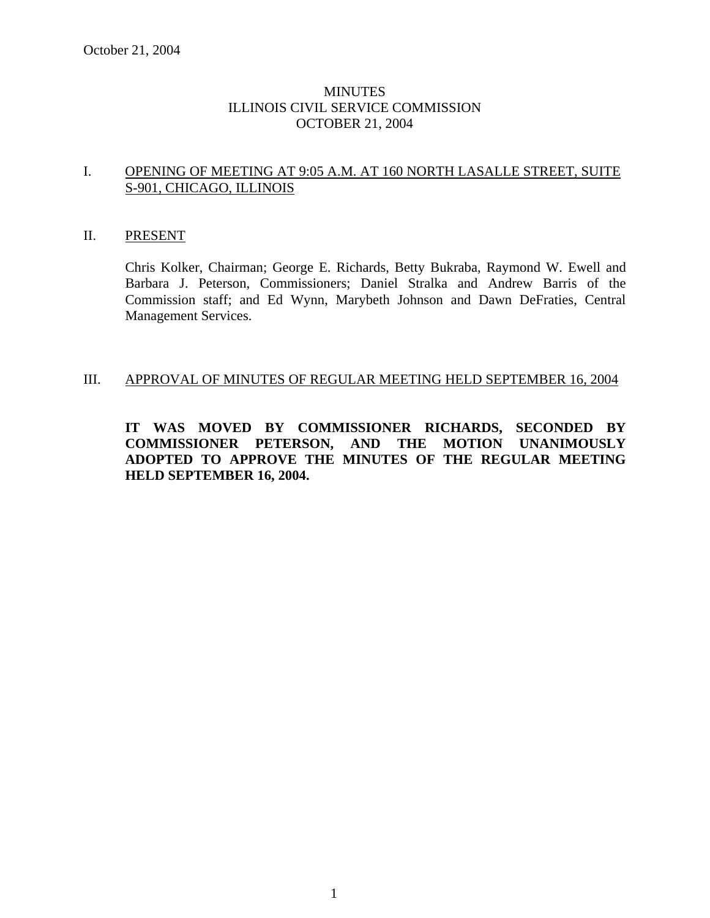October 21, 2004

# MINUTES
# ILLINOIS CIVIL SERVICE COMMISSION
# OCTOBER 21, 2004

## I. OPENING OF MEETING AT 9:05 A.M. AT 160 NORTH LASALLE STREET, SUITE S-901, CHICAGO, ILLINOIS

## II. PRESENT

Chris Kolker, Chairman; George E. Richards, Betty Bukraba, Raymond W. Ewell and Barbara J. Peterson, Commissioners; Daniel Stralka and Andrew Barris of the Commission staff; and Ed Wynn, Marybeth Johnson and Dawn DeFraties, Central Management Services.

## III. APPROVAL OF MINUTES OF REGULAR MEETING HELD SEPTEMBER 16, 2004

**IT WAS MOVED BY COMMISSIONER RICHARDS, SECONDED BY COMMISSIONER PETERSON, AND THE MOTION UNANIMOUSLY ADOPTED TO APPROVE THE MINUTES OF THE REGULAR MEETING HELD SEPTEMBER 16, 2004.**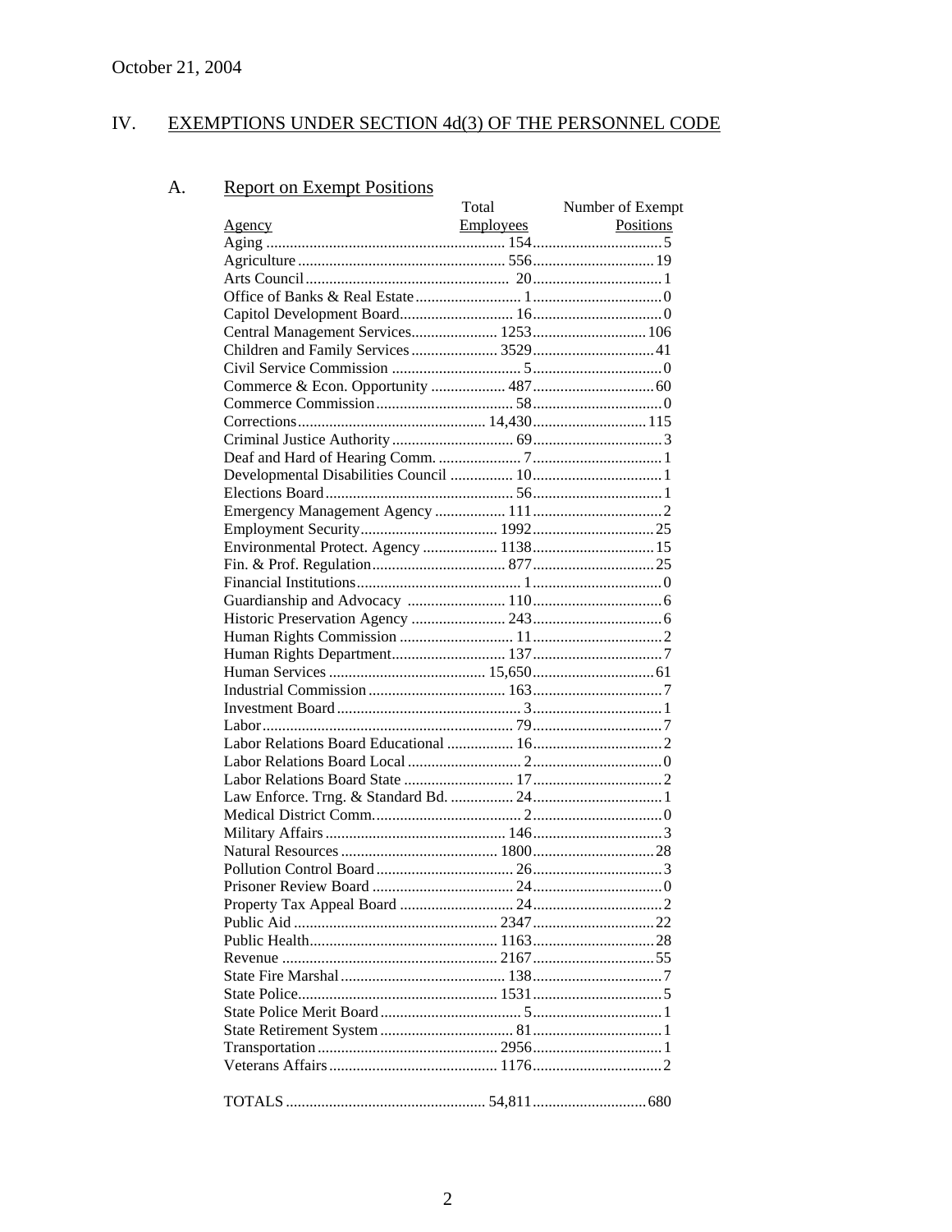October 21, 2004

## IV. EXEMPTIONS UNDER SECTION 4d(3) OF THE PERSONNEL CODE

### A. Report on Exempt Positions

| Agency | Total Employees | Number of Exempt Positions |
|---|---|---|
| Aging | 154 | 5 |
| Agriculture | 556 | 19 |
| Arts Council | 20 | 1 |
| Office of Banks & Real Estate | 1 | 0 |
| Capitol Development Board | 16 | 0 |
| Central Management Services | 1253 | 106 |
| Children and Family Services | 3529 | 41 |
| Civil Service Commission | 5 | 0 |
| Commerce & Econ. Opportunity | 487 | 60 |
| Commerce Commission | 58 | 0 |
| Corrections | 14,430 | 115 |
| Criminal Justice Authority | 69 | 3 |
| Deaf and Hard of Hearing Comm. | 7 | 1 |
| Developmental Disabilities Council | 10 | 1 |
| Elections Board | 56 | 1 |
| Emergency Management Agency | 111 | 2 |
| Employment Security | 1992 | 25 |
| Environmental Protect. Agency | 1138 | 15 |
| Fin. & Prof. Regulation | 877 | 25 |
| Financial Institutions | 1 | 0 |
| Guardianship and Advocacy | 110 | 6 |
| Historic Preservation Agency | 243 | 6 |
| Human Rights Commission | 11 | 2 |
| Human Rights Department | 137 | 7 |
| Human Services | 15,650 | 61 |
| Industrial Commission | 163 | 7 |
| Investment Board | 3 | 1 |
| Labor | 79 | 7 |
| Labor Relations Board Educational | 16 | 2 |
| Labor Relations Board Local | 2 | 0 |
| Labor Relations Board State | 17 | 2 |
| Law Enforce. Trng. & Standard Bd. | 24 | 1 |
| Medical District Comm. | 2 | 0 |
| Military Affairs | 146 | 3 |
| Natural Resources | 1800 | 28 |
| Pollution Control Board | 26 | 3 |
| Prisoner Review Board | 24 | 0 |
| Property Tax Appeal Board | 24 | 2 |
| Public Aid | 2347 | 22 |
| Public Health | 1163 | 28 |
| Revenue | 2167 | 55 |
| State Fire Marshal | 138 | 7 |
| State Police | 1531 | 5 |
| State Police Merit Board | 5 | 1 |
| State Retirement System | 81 | 1 |
| Transportation | 2956 | 1 |
| Veterans Affairs | 1176 | 2 |
| TOTALS | 54,811 | 680 |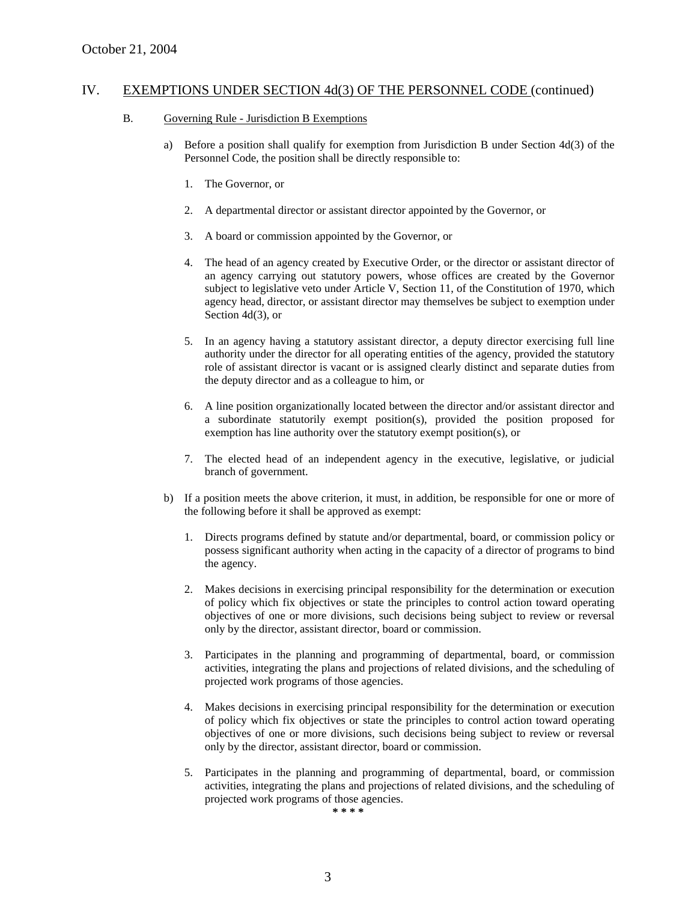October 21, 2004

## IV. EXEMPTIONS UNDER SECTION 4d(3) OF THE PERSONNEL CODE (continued)

### B. Governing Rule - Jurisdiction B Exemptions

a) Before a position shall qualify for exemption from Jurisdiction B under Section 4d(3) of the Personnel Code, the position shall be directly responsible to:

1. The Governor, or

2. A departmental director or assistant director appointed by the Governor, or

3. A board or commission appointed by the Governor, or

4. The head of an agency created by Executive Order, or the director or assistant director of an agency carrying out statutory powers, whose offices are created by the Governor subject to legislative veto under Article V, Section 11, of the Constitution of 1970, which agency head, director, or assistant director may themselves be subject to exemption under Section 4d(3), or

5. In an agency having a statutory assistant director, a deputy director exercising full line authority under the director for all operating entities of the agency, provided the statutory role of assistant director is vacant or is assigned clearly distinct and separate duties from the deputy director and as a colleague to him, or

6. A line position organizationally located between the director and/or assistant director and a subordinate statutorily exempt position(s), provided the position proposed for exemption has line authority over the statutory exempt position(s), or

7. The elected head of an independent agency in the executive, legislative, or judicial branch of government.

b) If a position meets the above criterion, it must, in addition, be responsible for one or more of the following before it shall be approved as exempt:

1. Directs programs defined by statute and/or departmental, board, or commission policy or possess significant authority when acting in the capacity of a director of programs to bind the agency.

2. Makes decisions in exercising principal responsibility for the determination or execution of policy which fix objectives or state the principles to control action toward operating objectives of one or more divisions, such decisions being subject to review or reversal only by the director, assistant director, board or commission.

3. Participates in the planning and programming of departmental, board, or commission activities, integrating the plans and projections of related divisions, and the scheduling of projected work programs of those agencies.

4. Makes decisions in exercising principal responsibility for the determination or execution of policy which fix objectives or state the principles to control action toward operating objectives of one or more divisions, such decisions being subject to review or reversal only by the director, assistant director, board or commission.

5. Participates in the planning and programming of departmental, board, or commission activities, integrating the plans and projections of related divisions, and the scheduling of projected work programs of those agencies.

\* \* \* \*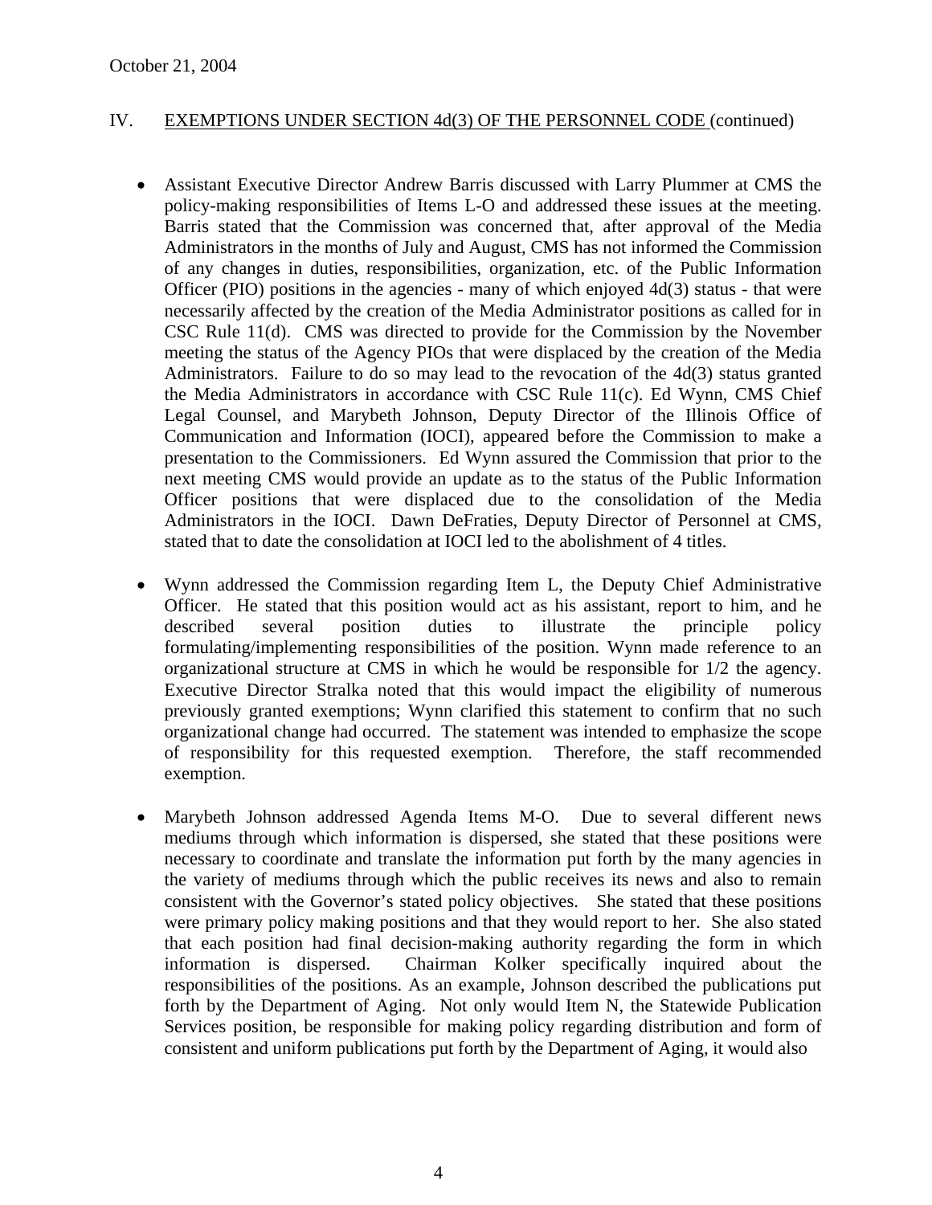October 21, 2004

IV. EXEMPTIONS UNDER SECTION 4d(3) OF THE PERSONNEL CODE (continued)

- Assistant Executive Director Andrew Barris discussed with Larry Plummer at CMS the policy-making responsibilities of Items L-O and addressed these issues at the meeting. Barris stated that the Commission was concerned that, after approval of the Media Administrators in the months of July and August, CMS has not informed the Commission of any changes in duties, responsibilities, organization, etc. of the Public Information Officer (PIO) positions in the agencies - many of which enjoyed 4d(3) status - that were necessarily affected by the creation of the Media Administrator positions as called for in CSC Rule 11(d). CMS was directed to provide for the Commission by the November meeting the status of the Agency PIOs that were displaced by the creation of the Media Administrators. Failure to do so may lead to the revocation of the 4d(3) status granted the Media Administrators in accordance with CSC Rule 11(c). Ed Wynn, CMS Chief Legal Counsel, and Marybeth Johnson, Deputy Director of the Illinois Office of Communication and Information (IOCI), appeared before the Commission to make a presentation to the Commissioners. Ed Wynn assured the Commission that prior to the next meeting CMS would provide an update as to the status of the Public Information Officer positions that were displaced due to the consolidation of the Media Administrators in the IOCI. Dawn DeFraties, Deputy Director of Personnel at CMS, stated that to date the consolidation at IOCI led to the abolishment of 4 titles.

- Wynn addressed the Commission regarding Item L, the Deputy Chief Administrative Officer. He stated that this position would act as his assistant, report to him, and he described several position duties to illustrate the principle policy formulating/implementing responsibilities of the position. Wynn made reference to an organizational structure at CMS in which he would be responsible for 1/2 the agency. Executive Director Stralka noted that this would impact the eligibility of numerous previously granted exemptions; Wynn clarified this statement to confirm that no such organizational change had occurred. The statement was intended to emphasize the scope of responsibility for this requested exemption. Therefore, the staff recommended exemption.

- Marybeth Johnson addressed Agenda Items M-O. Due to several different news mediums through which information is dispersed, she stated that these positions were necessary to coordinate and translate the information put forth by the many agencies in the variety of mediums through which the public receives its news and also to remain consistent with the Governor's stated policy objectives. She stated that these positions were primary policy making positions and that they would report to her. She also stated that each position had final decision-making authority regarding the form in which information is dispersed. Chairman Kolker specifically inquired about the responsibilities of the positions. As an example, Johnson described the publications put forth by the Department of Aging. Not only would Item N, the Statewide Publication Services position, be responsible for making policy regarding distribution and form of consistent and uniform publications put forth by the Department of Aging, it would also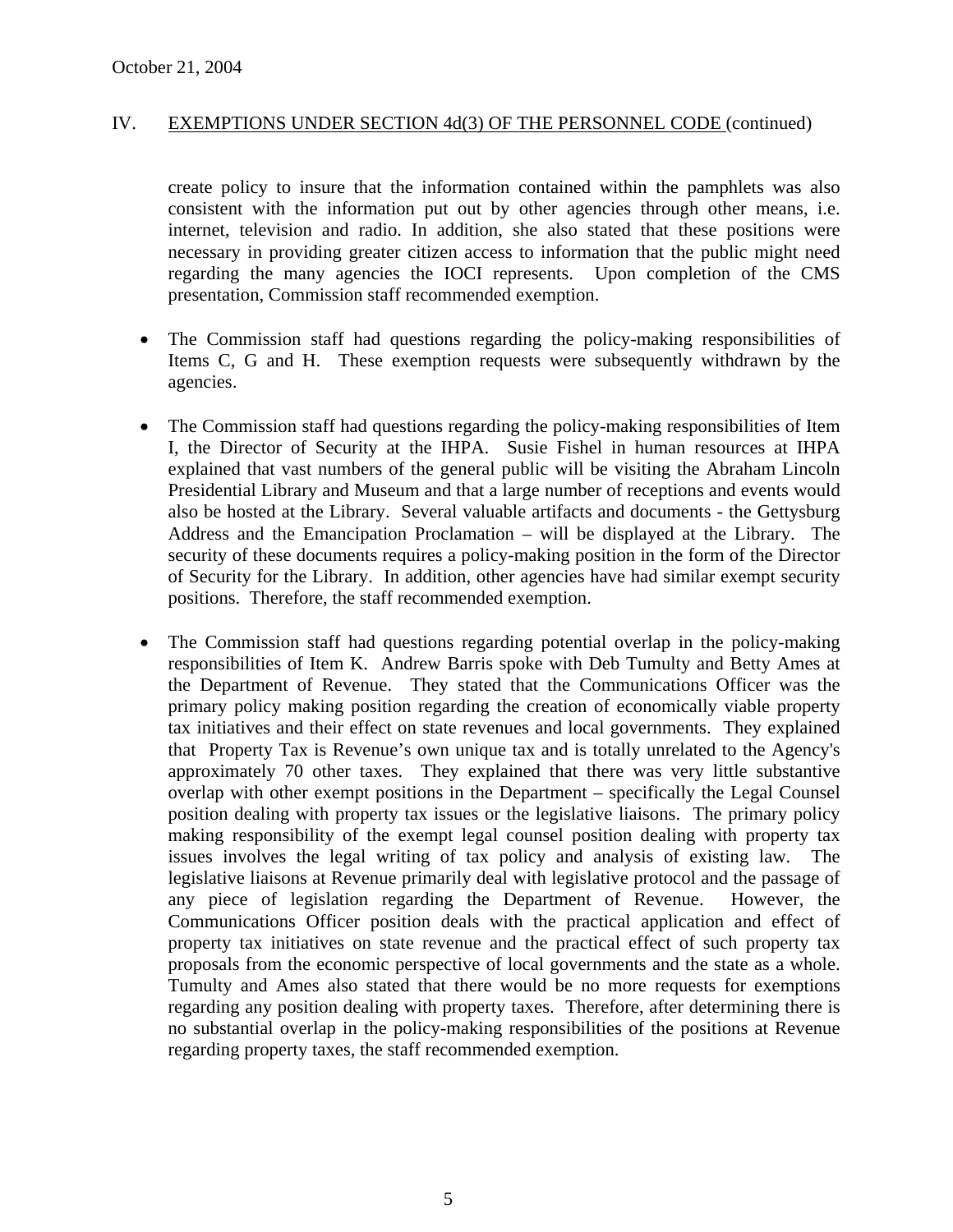October 21, 2004

IV. EXEMPTIONS UNDER SECTION 4d(3) OF THE PERSONNEL CODE (continued)

create policy to insure that the information contained within the pamphlets was also consistent with the information put out by other agencies through other means, i.e. internet, television and radio. In addition, she also stated that these positions were necessary in providing greater citizen access to information that the public might need regarding the many agencies the IOCI represents. Upon completion of the CMS presentation, Commission staff recommended exemption.

- The Commission staff had questions regarding the policy-making responsibilities of Items C, G and H. These exemption requests were subsequently withdrawn by the agencies.

- The Commission staff had questions regarding the policy-making responsibilities of Item I, the Director of Security at the IHPA. Susie Fishel in human resources at IHPA explained that vast numbers of the general public will be visiting the Abraham Lincoln Presidential Library and Museum and that a large number of receptions and events would also be hosted at the Library. Several valuable artifacts and documents - the Gettysburg Address and the Emancipation Proclamation – will be displayed at the Library. The security of these documents requires a policy-making position in the form of the Director of Security for the Library. In addition, other agencies have had similar exempt security positions. Therefore, the staff recommended exemption.

- The Commission staff had questions regarding potential overlap in the policy-making responsibilities of Item K. Andrew Barris spoke with Deb Tumulty and Betty Ames at the Department of Revenue. They stated that the Communications Officer was the primary policy making position regarding the creation of economically viable property tax initiatives and their effect on state revenues and local governments. They explained that Property Tax is Revenue's own unique tax and is totally unrelated to the Agency's approximately 70 other taxes. They explained that there was very little substantive overlap with other exempt positions in the Department – specifically the Legal Counsel position dealing with property tax issues or the legislative liaisons. The primary policy making responsibility of the exempt legal counsel position dealing with property tax issues involves the legal writing of tax policy and analysis of existing law. The legislative liaisons at Revenue primarily deal with legislative protocol and the passage of any piece of legislation regarding the Department of Revenue. However, the Communications Officer position deals with the practical application and effect of property tax initiatives on state revenue and the practical effect of such property tax proposals from the economic perspective of local governments and the state as a whole. Tumulty and Ames also stated that there would be no more requests for exemptions regarding any position dealing with property taxes. Therefore, after determining there is no substantial overlap in the policy-making responsibilities of the positions at Revenue regarding property taxes, the staff recommended exemption.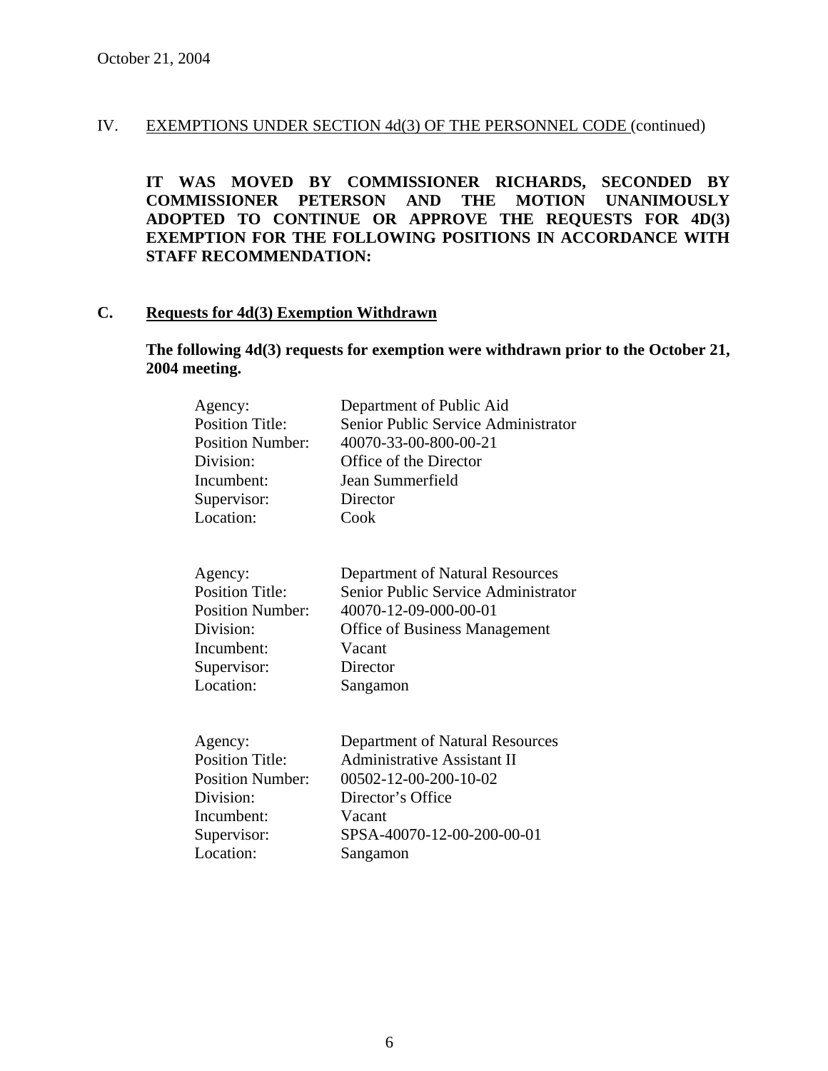October 21, 2004

IV. EXEMPTIONS UNDER SECTION 4d(3) OF THE PERSONNEL CODE (continued)

**IT WAS MOVED BY COMMISSIONER RICHARDS, SECONDED BY COMMISSIONER PETERSON AND THE MOTION UNANIMOUSLY ADOPTED TO CONTINUE OR APPROVE THE REQUESTS FOR 4D(3) EXEMPTION FOR THE FOLLOWING POSITIONS IN ACCORDANCE WITH STAFF RECOMMENDATION:**

## C. Requests for 4d(3) Exemption Withdrawn

**The following 4d(3) requests for exemption were withdrawn prior to the October 21, 2004 meeting.**

| | |
|---|---|
| Agency: | Department of Public Aid |
| Position Title: | Senior Public Service Administrator |
| Position Number: | 40070-33-00-800-00-21 |
| Division: | Office of the Director |
| Incumbent: | Jean Summerfield |
| Supervisor: | Director |
| Location: | Cook |

| | |
|---|---|
| Agency: | Department of Natural Resources |
| Position Title: | Senior Public Service Administrator |
| Position Number: | 40070-12-09-000-00-01 |
| Division: | Office of Business Management |
| Incumbent: | Vacant |
| Supervisor: | Director |
| Location: | Sangamon |

| | |
|---|---|
| Agency: | Department of Natural Resources |
| Position Title: | Administrative Assistant II |
| Position Number: | 00502-12-00-200-10-02 |
| Division: | Director's Office |
| Incumbent: | Vacant |
| Supervisor: | SPSA-40070-12-00-200-00-01 |
| Location: | Sangamon |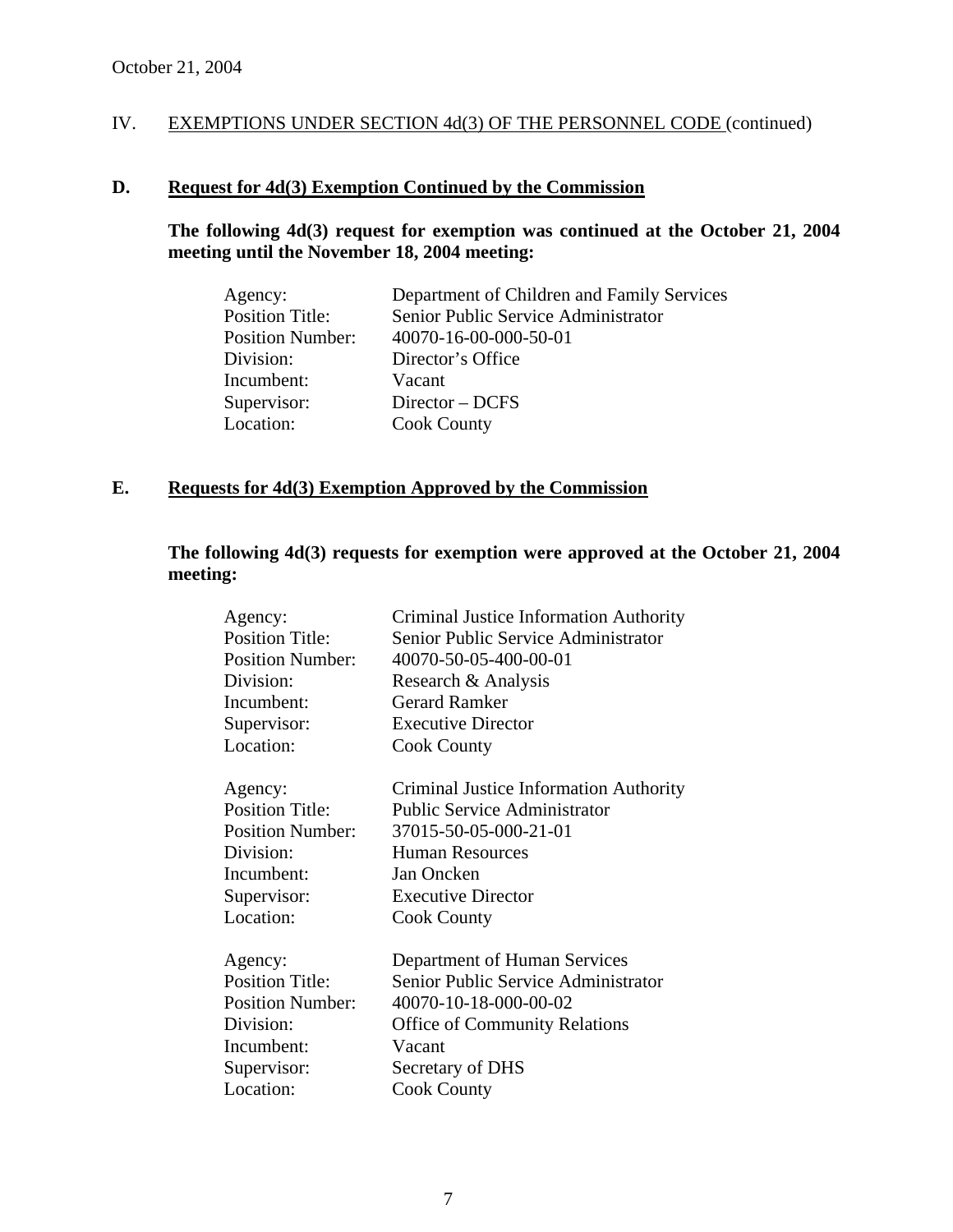October 21, 2004

IV. <u>EXEMPTIONS UNDER SECTION 4d(3) OF THE PERSONNEL CODE</u> (continued)

**D. <u>Request for 4d(3) Exemption Continued by the Commission</u>**

**The following 4d(3) request for exemption was continued at the October 21, 2004 meeting until the November 18, 2004 meeting:**

| | |
|---|---|
| Agency: | Department of Children and Family Services |
| Position Title: | Senior Public Service Administrator |
| Position Number: | 40070-16-00-000-50-01 |
| Division: | Director's Office |
| Incumbent: | Vacant |
| Supervisor: | Director – DCFS |
| Location: | Cook County |

**E. <u>Requests for 4d(3) Exemption Approved by the Commission</u>**

**The following 4d(3) requests for exemption were approved at the October 21, 2004 meeting:**

| | |
|---|---|
| Agency: | Criminal Justice Information Authority |
| Position Title: | Senior Public Service Administrator |
| Position Number: | 40070-50-05-400-00-01 |
| Division: | Research & Analysis |
| Incumbent: | Gerard Ramker |
| Supervisor: | Executive Director |
| Location: | Cook County |

| | |
|---|---|
| Agency: | Criminal Justice Information Authority |
| Position Title: | Public Service Administrator |
| Position Number: | 37015-50-05-000-21-01 |
| Division: | Human Resources |
| Incumbent: | Jan Oncken |
| Supervisor: | Executive Director |
| Location: | Cook County |

| | |
|---|---|
| Agency: | Department of Human Services |
| Position Title: | Senior Public Service Administrator |
| Position Number: | 40070-10-18-000-00-02 |
| Division: | Office of Community Relations |
| Incumbent: | Vacant |
| Supervisor: | Secretary of DHS |
| Location: | Cook County |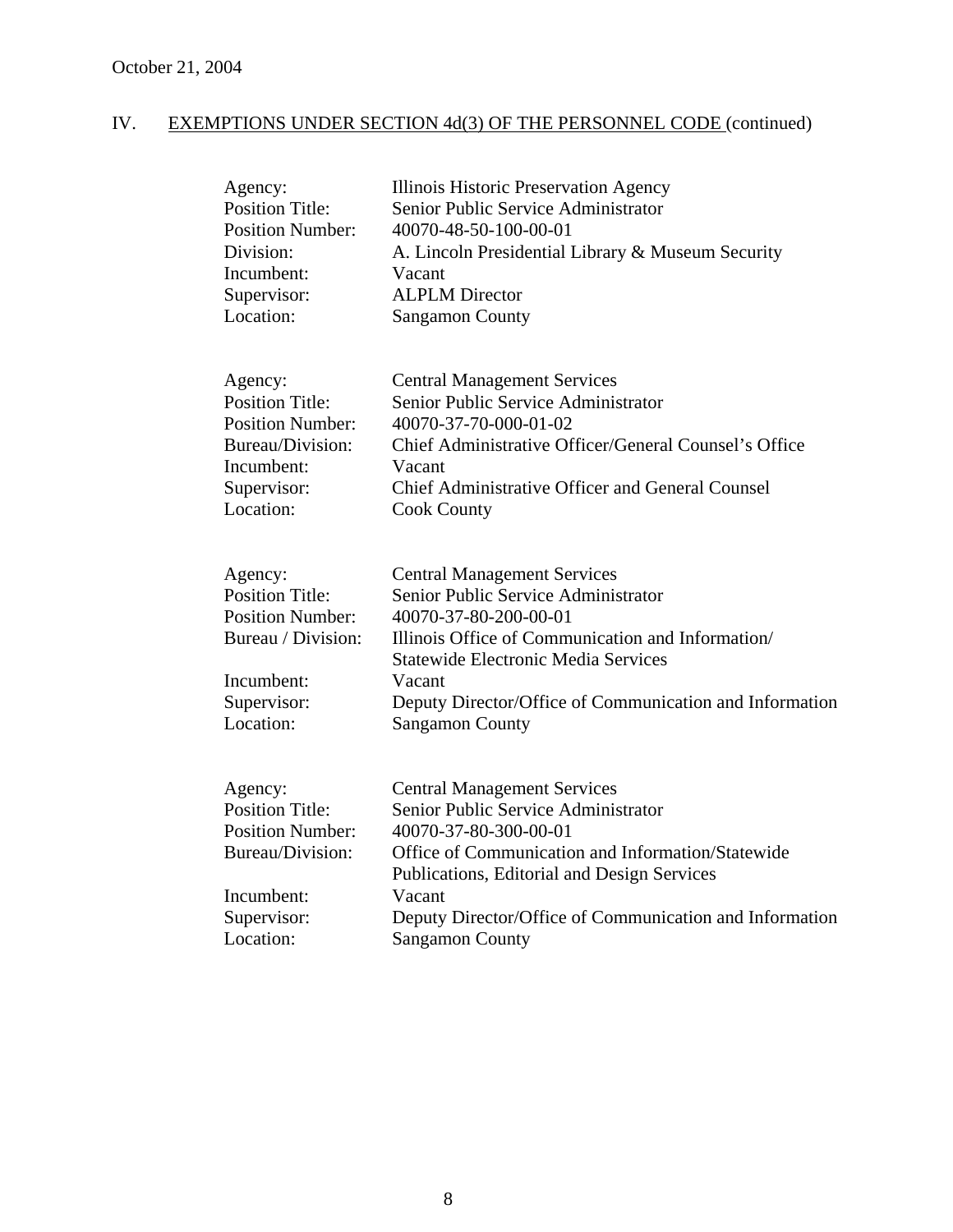October 21, 2004

## IV. EXEMPTIONS UNDER SECTION 4d(3) OF THE PERSONNEL CODE (continued)

| | |
|---|---|
| Agency: | Illinois Historic Preservation Agency |
| Position Title: | Senior Public Service Administrator |
| Position Number: | 40070-48-50-100-00-01 |
| Division: | A. Lincoln Presidential Library & Museum Security |
| Incumbent: | Vacant |
| Supervisor: | ALPLM Director |
| Location: | Sangamon County |

| | |
|---|---|
| Agency: | Central Management Services |
| Position Title: | Senior Public Service Administrator |
| Position Number: | 40070-37-70-000-01-02 |
| Bureau/Division: | Chief Administrative Officer/General Counsel's Office |
| Incumbent: | Vacant |
| Supervisor: | Chief Administrative Officer and General Counsel |
| Location: | Cook County |

| | |
|---|---|
| Agency: | Central Management Services |
| Position Title: | Senior Public Service Administrator |
| Position Number: | 40070-37-80-200-00-01 |
| Bureau / Division: | Illinois Office of Communication and Information/ Statewide Electronic Media Services |
| Incumbent: | Vacant |
| Supervisor: | Deputy Director/Office of Communication and Information |
| Location: | Sangamon County |

| | |
|---|---|
| Agency: | Central Management Services |
| Position Title: | Senior Public Service Administrator |
| Position Number: | 40070-37-80-300-00-01 |
| Bureau/Division: | Office of Communication and Information/Statewide Publications, Editorial and Design Services |
| Incumbent: | Vacant |
| Supervisor: | Deputy Director/Office of Communication and Information |
| Location: | Sangamon County |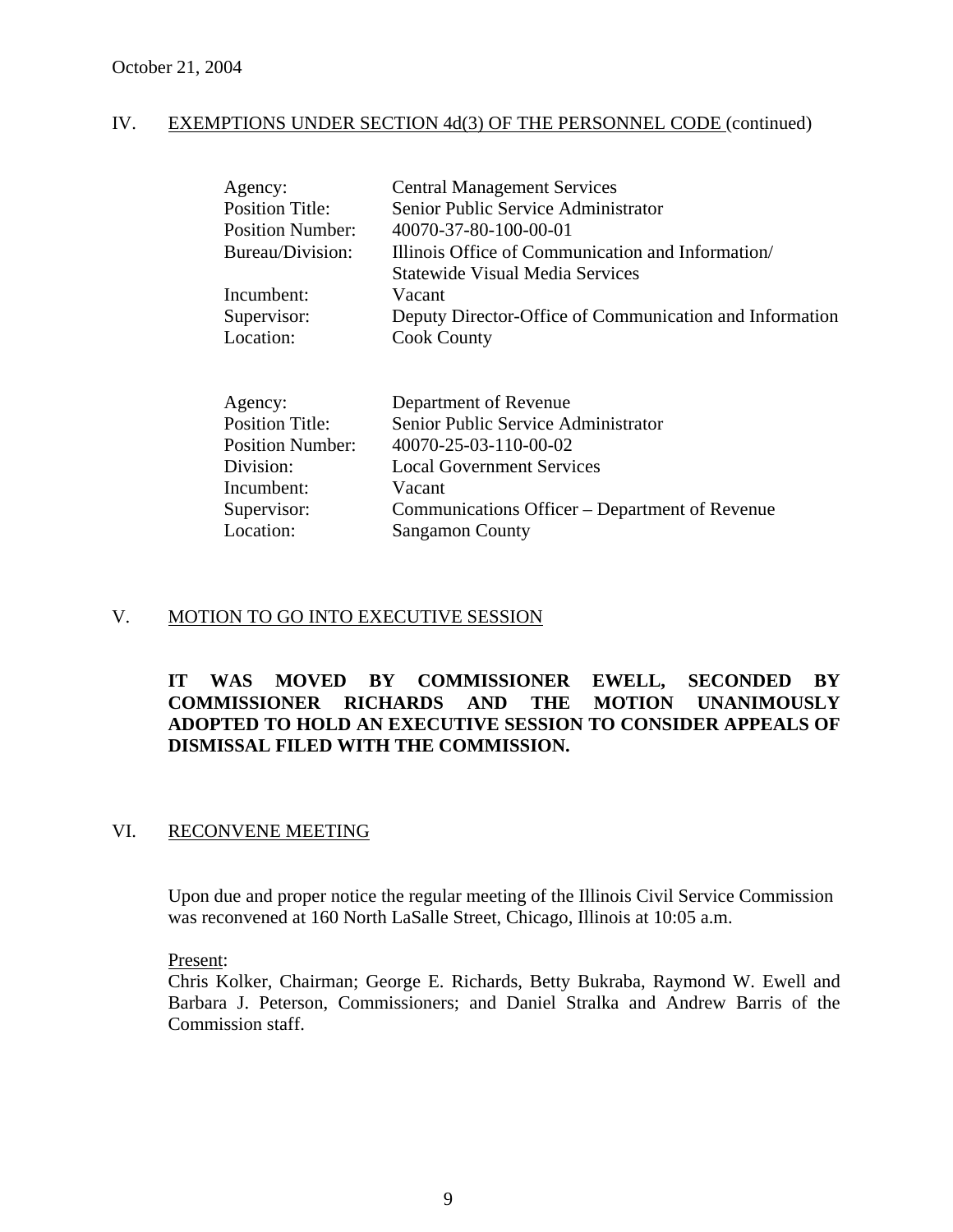October 21, 2004

## IV. EXEMPTIONS UNDER SECTION 4d(3) OF THE PERSONNEL CODE (continued)

| | |
|---|---|
| Agency: | Central Management Services |
| Position Title: | Senior Public Service Administrator |
| Position Number: | 40070-37-80-100-00-01 |
| Bureau/Division: | Illinois Office of Communication and Information/ Statewide Visual Media Services |
| Incumbent: | Vacant |
| Supervisor: | Deputy Director-Office of Communication and Information |
| Location: | Cook County |

| | |
|---|---|
| Agency: | Department of Revenue |
| Position Title: | Senior Public Service Administrator |
| Position Number: | 40070-25-03-110-00-02 |
| Division: | Local Government Services |
| Incumbent: | Vacant |
| Supervisor: | Communications Officer – Department of Revenue |
| Location: | Sangamon County |

## V. MOTION TO GO INTO EXECUTIVE SESSION

**IT WAS MOVED BY COMMISSIONER EWELL, SECONDED BY COMMISSIONER RICHARDS AND THE MOTION UNANIMOUSLY ADOPTED TO HOLD AN EXECUTIVE SESSION TO CONSIDER APPEALS OF DISMISSAL FILED WITH THE COMMISSION.**

## VI. RECONVENE MEETING

Upon due and proper notice the regular meeting of the Illinois Civil Service Commission was reconvened at 160 North LaSalle Street, Chicago, Illinois at 10:05 a.m.

Present:
Chris Kolker, Chairman; George E. Richards, Betty Bukraba, Raymond W. Ewell and Barbara J. Peterson, Commissioners; and Daniel Stralka and Andrew Barris of the Commission staff.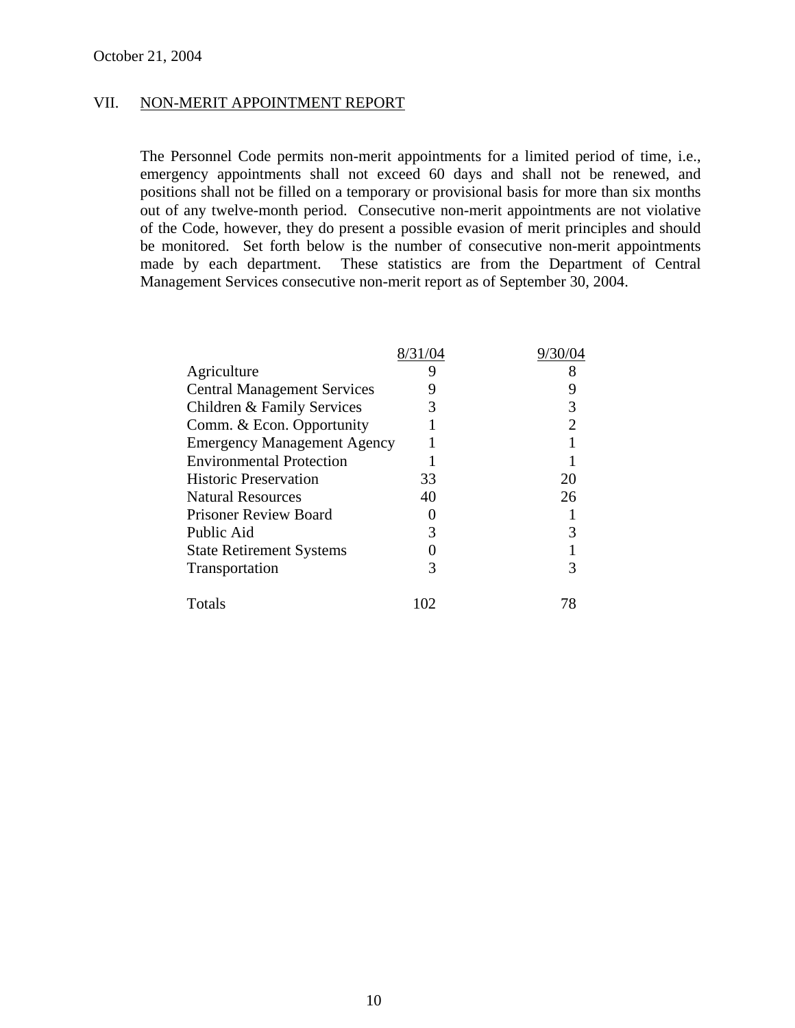October 21, 2004

## VII. NON-MERIT APPOINTMENT REPORT

The Personnel Code permits non-merit appointments for a limited period of time, i.e., emergency appointments shall not exceed 60 days and shall not be renewed, and positions shall not be filled on a temporary or provisional basis for more than six months out of any twelve-month period. Consecutive non-merit appointments are not violative of the Code, however, they do present a possible evasion of merit principles and should be monitored. Set forth below is the number of consecutive non-merit appointments made by each department. These statistics are from the Department of Central Management Services consecutive non-merit report as of September 30, 2004.

| | 8/31/04 | 9/30/04 |
|---|---|---|
| Agriculture | 9 | 8 |
| Central Management Services | 9 | 9 |
| Children & Family Services | 3 | 3 |
| Comm. & Econ. Opportunity | 1 | 2 |
| Emergency Management Agency | 1 | 1 |
| Environmental Protection | 1 | 1 |
| Historic Preservation | 33 | 20 |
| Natural Resources | 40 | 26 |
| Prisoner Review Board | 0 | 1 |
| Public Aid | 3 | 3 |
| State Retirement Systems | 0 | 1 |
| Transportation | 3 | 3 |
| Totals | 102 | 78 |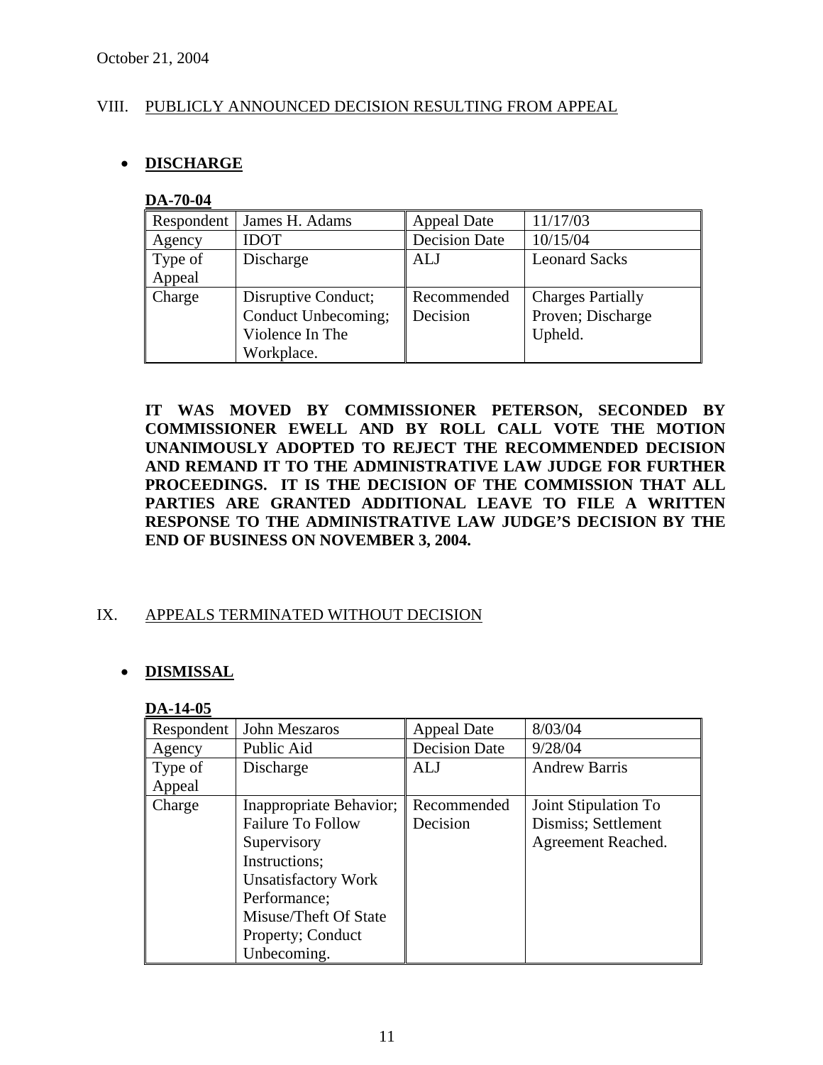October 21, 2004

## VIII. PUBLICLY ANNOUNCED DECISION RESULTING FROM APPEAL

- **DISCHARGE**

**DA-70-04**

| Respondent | James H. Adams | Appeal Date | 11/17/03 |
|---|---|---|---|
| Agency | IDOT | Decision Date | 10/15/04 |
| Type of Appeal | Discharge | ALJ | Leonard Sacks |
| Charge | Disruptive Conduct; Conduct Unbecoming; Violence In The Workplace. | Recommended Decision | Charges Partially Proven; Discharge Upheld. |

**IT WAS MOVED BY COMMISSIONER PETERSON, SECONDED BY COMMISSIONER EWELL AND BY ROLL CALL VOTE THE MOTION UNANIMOUSLY ADOPTED TO REJECT THE RECOMMENDED DECISION AND REMAND IT TO THE ADMINISTRATIVE LAW JUDGE FOR FURTHER PROCEEDINGS. IT IS THE DECISION OF THE COMMISSION THAT ALL PARTIES ARE GRANTED ADDITIONAL LEAVE TO FILE A WRITTEN RESPONSE TO THE ADMINISTRATIVE LAW JUDGE'S DECISION BY THE END OF BUSINESS ON NOVEMBER 3, 2004.**

## IX. APPEALS TERMINATED WITHOUT DECISION

- **DISMISSAL**

**DA-14-05**

| Respondent | John Meszaros | Appeal Date | 8/03/04 |
|---|---|---|---|
| Agency | Public Aid | Decision Date | 9/28/04 |
| Type of Appeal | Discharge | ALJ | Andrew Barris |
| Charge | Inappropriate Behavior; Failure To Follow Supervisory Instructions; Unsatisfactory Work Performance; Misuse/Theft Of State Property; Conduct Unbecoming. | Recommended Decision | Joint Stipulation To Dismiss; Settlement Agreement Reached. |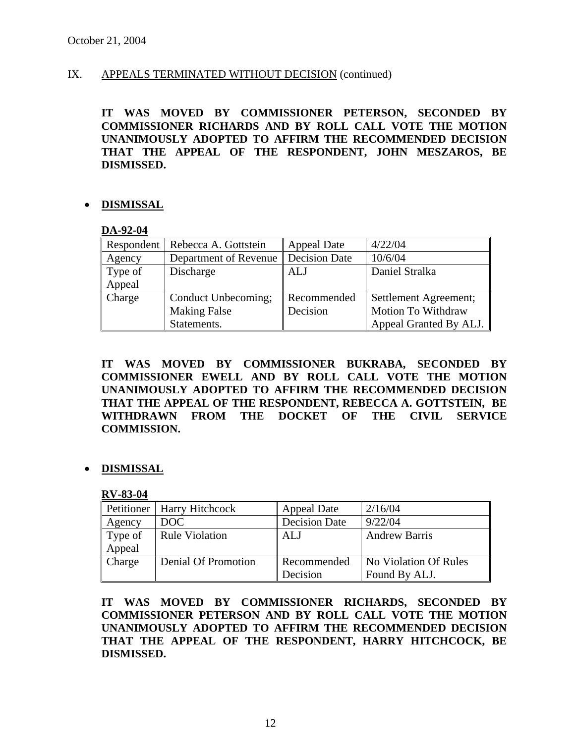IX. APPEALS TERMINATED WITHOUT DECISION (continued)

**IT WAS MOVED BY COMMISSIONER PETERSON, SECONDED BY COMMISSIONER RICHARDS AND BY ROLL CALL VOTE THE MOTION UNANIMOUSLY ADOPTED TO AFFIRM THE RECOMMENDED DECISION THAT THE APPEAL OF THE RESPONDENT, JOHN MESZAROS, BE DISMISSED.**

- **DISMISSAL**

**DA-92-04**

| Respondent | Rebecca A. Gottstein | Appeal Date | 4/22/04 |
|---|---|---|---|
| Agency | Department of Revenue | Decision Date | 10/6/04 |
| Type of Appeal | Discharge | ALJ | Daniel Stralka |
| Charge | Conduct Unbecoming; Making False Statements. | Recommended Decision | Settlement Agreement; Motion To Withdraw Appeal Granted By ALJ. |

**IT WAS MOVED BY COMMISSIONER BUKRABA, SECONDED BY COMMISSIONER EWELL AND BY ROLL CALL VOTE THE MOTION UNANIMOUSLY ADOPTED TO AFFIRM THE RECOMMENDED DECISION THAT THE APPEAL OF THE RESPONDENT, REBECCA A. GOTTSTEIN, BE WITHDRAWN FROM THE DOCKET OF THE CIVIL SERVICE COMMISSION.**

- **DISMISSAL**

**RV-83-04**

| Petitioner | Harry Hitchcock | Appeal Date | 2/16/04 |
|---|---|---|---|
| Agency | DOC | Decision Date | 9/22/04 |
| Type of Appeal | Rule Violation | ALJ | Andrew Barris |
| Charge | Denial Of Promotion | Recommended Decision | No Violation Of Rules Found By ALJ. |

**IT WAS MOVED BY COMMISSIONER RICHARDS, SECONDED BY COMMISSIONER PETERSON AND BY ROLL CALL VOTE THE MOTION UNANIMOUSLY ADOPTED TO AFFIRM THE RECOMMENDED DECISION THAT THE APPEAL OF THE RESPONDENT, HARRY HITCHCOCK, BE DISMISSED.**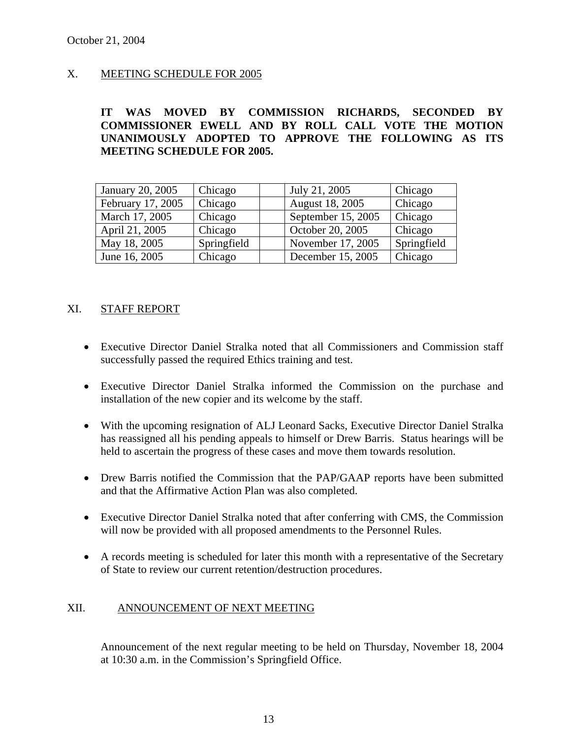October 21, 2004

## X. MEETING SCHEDULE FOR 2005

**IT WAS MOVED BY COMMISSION RICHARDS, SECONDED BY COMMISSIONER EWELL AND BY ROLL CALL VOTE THE MOTION UNANIMOUSLY ADOPTED TO APPROVE THE FOLLOWING AS ITS MEETING SCHEDULE FOR 2005.**

| | | | | |
|---|---|---|---|---|
| January 20, 2005 | Chicago | | July 21, 2005 | Chicago |
| February 17, 2005 | Chicago | | August 18, 2005 | Chicago |
| March 17, 2005 | Chicago | | September 15, 2005 | Chicago |
| April 21, 2005 | Chicago | | October 20, 2005 | Chicago |
| May 18, 2005 | Springfield | | November 17, 2005 | Springfield |
| June 16, 2005 | Chicago | | December 15, 2005 | Chicago |

## XI. STAFF REPORT

- Executive Director Daniel Stralka noted that all Commissioners and Commission staff successfully passed the required Ethics training and test.
- Executive Director Daniel Stralka informed the Commission on the purchase and installation of the new copier and its welcome by the staff.
- With the upcoming resignation of ALJ Leonard Sacks, Executive Director Daniel Stralka has reassigned all his pending appeals to himself or Drew Barris. Status hearings will be held to ascertain the progress of these cases and move them towards resolution.
- Drew Barris notified the Commission that the PAP/GAAP reports have been submitted and that the Affirmative Action Plan was also completed.
- Executive Director Daniel Stralka noted that after conferring with CMS, the Commission will now be provided with all proposed amendments to the Personnel Rules.
- A records meeting is scheduled for later this month with a representative of the Secretary of State to review our current retention/destruction procedures.

## XII. ANNOUNCEMENT OF NEXT MEETING

Announcement of the next regular meeting to be held on Thursday, November 18, 2004 at 10:30 a.m. in the Commission's Springfield Office.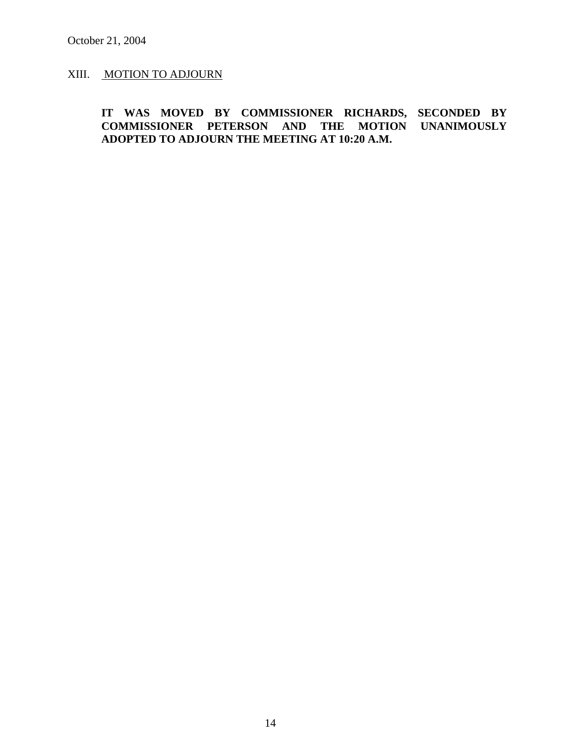October 21, 2004

## XIII. MOTION TO ADJOURN

**IT WAS MOVED BY COMMISSIONER RICHARDS, SECONDED BY COMMISSIONER PETERSON AND THE MOTION UNANIMOUSLY ADOPTED TO ADJOURN THE MEETING AT 10:20 A.M.**